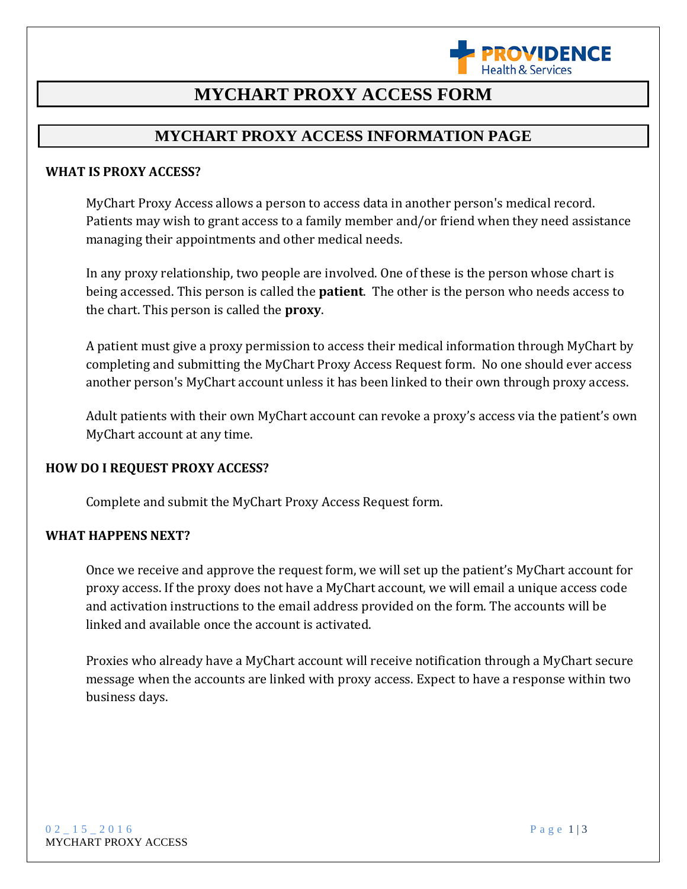PROVIDENCE Health & Services

# MYCHART PROXY ACCESS FORM

## MYCHART PROXY ACCESS INFORMATION PAGE

**WHAT IS PROXY ACCESS?**

MyChart Proxy Access allows a person to access data in another person's medical record. Patients may wish to grant access to a family member and/or friend when they need assistance managing their appointments and other medical needs.

In any proxy relationship, two people are involved. One of these is the person whose chart is being accessed. This person is called the **patient**. The other is the person who needs access to the chart. This person is called the **proxy**.

A patient must give a proxy permission to access their medical information through MyChart by completing and submitting the MyChart Proxy Access Request form. No one should ever access another person's MyChart account unless it has been linked to their own through proxy access.

Adult patients with their own MyChart account can revoke a proxy's access via the patient's own MyChart account at any time.

**HOW DO I REQUEST PROXY ACCESS?**

Complete and submit the MyChart Proxy Access Request form.

**WHAT HAPPENS NEXT?**

Once we receive and approve the request form, we will set up the patient's MyChart account for proxy access. If the proxy does not have a MyChart account, we will email a unique access code and activation instructions to the email address provided on the form. The accounts will be linked and available once the account is activated.

Proxies who already have a MyChart account will receive notification through a MyChart secure message when the accounts are linked with proxy access. Expect to have a response within two business days.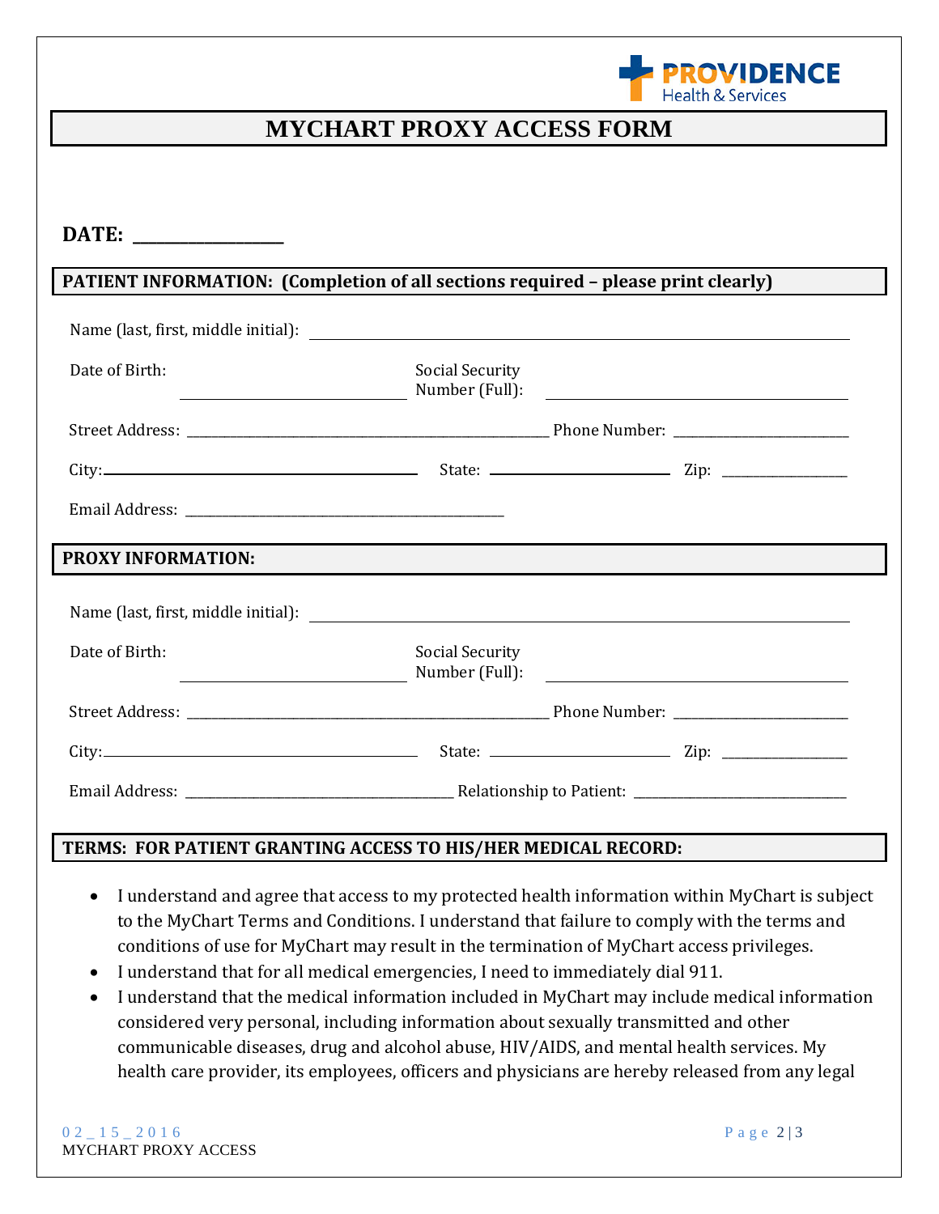Providence Health & Services

# MYCHART PROXY ACCESS FORM

**DATE: ________________**

## PATIENT INFORMATION: (Completion of all sections required – please print clearly)

Name (last, first, middle initial): ______________________________

Date of Birth: ______________________ Social Security Number (Full): ______________________

Street Address: ______________________________ Phone Number: ______________________

City: ______________________ State: ______________ Zip: ____________

Email Address: ______________________________

## PROXY INFORMATION:

Name (last, first, middle initial): ______________________________

Date of Birth: ______________________ Social Security Number (Full): ______________________

Street Address: ______________________________ Phone Number: ______________________

City: ______________________ State: ______________ Zip: ____________

Email Address: ______________________ Relationship to Patient: ______________________

## TERMS: FOR PATIENT GRANTING ACCESS TO HIS/HER MEDICAL RECORD:

- I understand and agree that access to my protected health information within MyChart is subject to the MyChart Terms and Conditions. I understand that failure to comply with the terms and conditions of use for MyChart may result in the termination of MyChart access privileges.
- I understand that for all medical emergencies, I need to immediately dial 911.
- I understand that the medical information included in MyChart may include medical information considered very personal, including information about sexually transmitted and other communicable diseases, drug and alcohol abuse, HIV/AIDS, and mental health services. My health care provider, its employees, officers and physicians are hereby released from any legal

02_15_2016
MYCHART PROXY ACCESS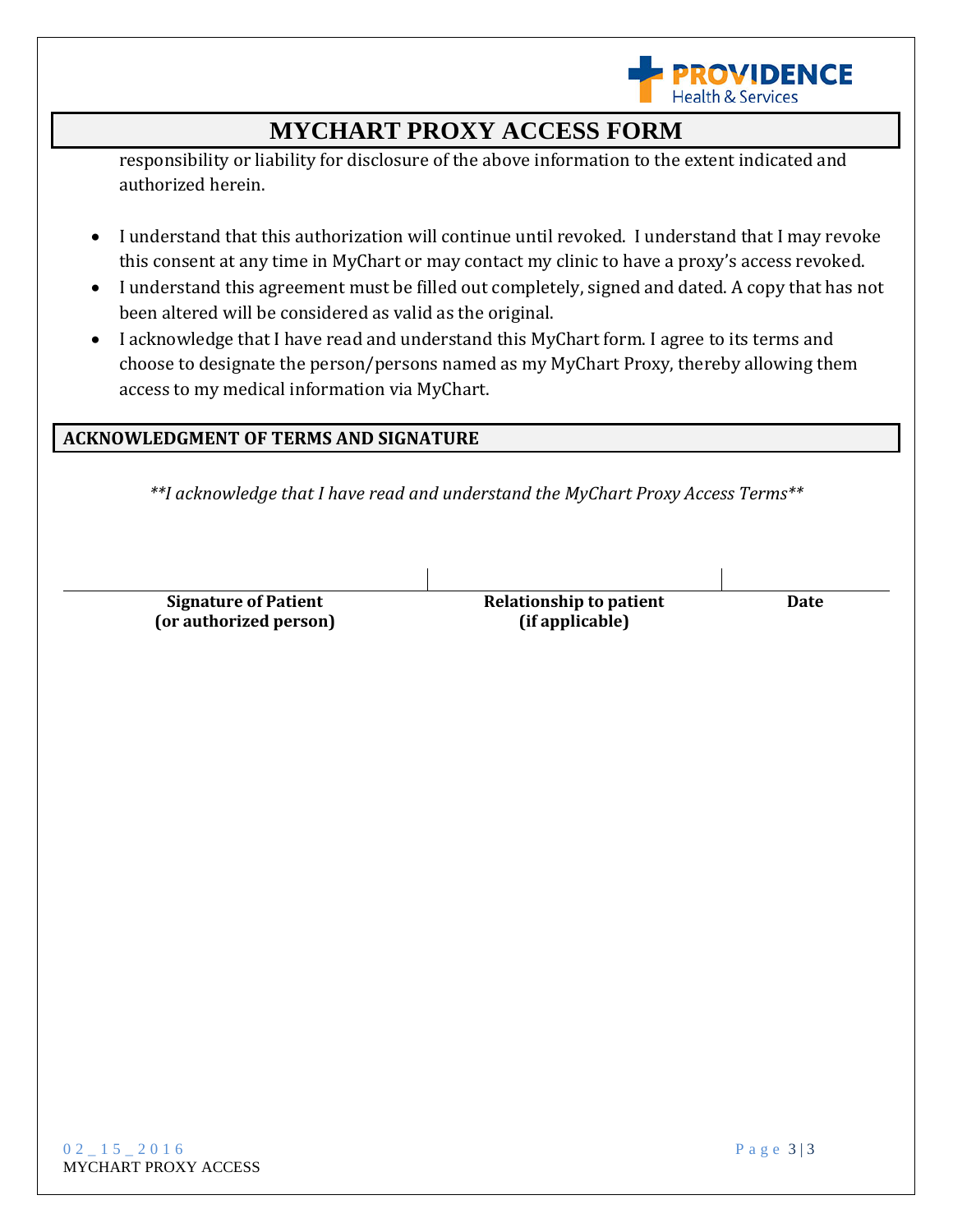# MYCHART PROXY ACCESS FORM

responsibility or liability for disclosure of the above information to the extent indicated and authorized herein.

- I understand that this authorization will continue until revoked. I understand that I may revoke this consent at any time in MyChart or may contact my clinic to have a proxy's access revoked.
- I understand this agreement must be filled out completely, signed and dated. A copy that has not been altered will be considered as valid as the original.
- I acknowledge that I have read and understand this MyChart form. I agree to its terms and choose to designate the person/persons named as my MyChart Proxy, thereby allowing them access to my medical information via MyChart.

## ACKNOWLEDGMENT OF TERMS AND SIGNATURE

*\*\*I acknowledge that I have read and understand the MyChart Proxy Access Terms\*\**

| | | |
|---|---|---|
| **Signature of Patient (or authorized person)** | **Relationship to patient (if applicable)** | **Date** |

02_15_2016
MYCHART PROXY ACCESS